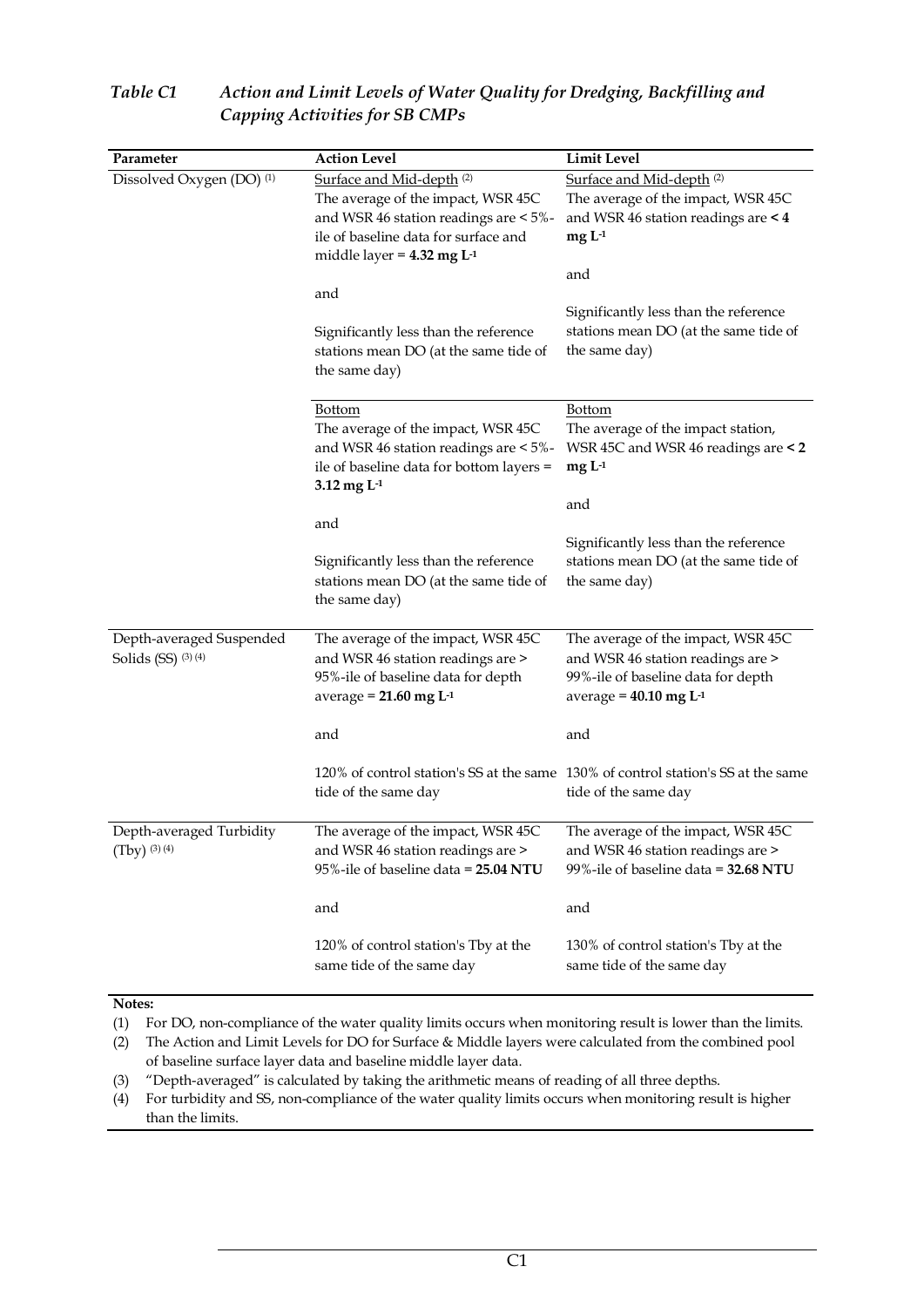*Table C1 Action and Limit Levels of Water Quality for Dredging, Backfilling and Capping Activities for SB CMPs*

| Parameter | Action Level | Limit Level |
|---|---|---|
| Dissolved Oxygen (DO) [(1)] | Surface and Mid-depth [(2)]<br>The average of the impact, WSR 45C and WSR 46 station readings are < 5%-ile of baseline data for surface and middle layer = **4.32 mg $L^{-1}$**<br><br>and<br><br>Significantly less than the reference stations mean DO (at the same tide of the same day) | Surface and Mid-depth [(2)]<br>The average of the impact, WSR 45C and WSR 46 station readings are **< 4 mg $L^{-1}$**<br><br>and<br><br>Significantly less than the reference stations mean DO (at the same tide of the same day) |
| | Bottom<br>The average of the impact, WSR 45C and WSR 46 station readings are < 5%-ile of baseline data for bottom layers = **3.12 mg $L^{-1}$**<br><br>and<br><br>Significantly less than the reference stations mean DO (at the same tide of the same day) | Bottom<br>The average of the impact station, WSR 45C and WSR 46 readings are **< 2 mg $L^{-1}$**<br><br>and<br><br>Significantly less than the reference stations mean DO (at the same tide of the same day) |
| Depth-averaged Suspended Solids (SS) [(3) (4)] | The average of the impact, WSR 45C and WSR 46 station readings are > 95%-ile of baseline data for depth average = **21.60 mg $L^{-1}$**<br><br>and<br><br>120% of control station's SS at the same tide of the same day | The average of the impact, WSR 45C and WSR 46 station readings are > 99%-ile of baseline data for depth average = **40.10 mg $L^{-1}$**<br><br>and<br><br>130% of control station's SS at the same tide of the same day |
| Depth-averaged Turbidity (Tby) [(3) (4)] | The average of the impact, WSR 45C and WSR 46 station readings are > 95%-ile of baseline data = **25.04 NTU**<br><br>and<br><br>120% of control station's Tby at the same tide of the same day | The average of the impact, WSR 45C and WSR 46 station readings are > 99%-ile of baseline data = **32.68 NTU**<br><br>and<br><br>130% of control station's Tby at the same tide of the same day |

**Notes:**

(1) For DO, non-compliance of the water quality limits occurs when monitoring result is lower than the limits.

(2) The Action and Limit Levels for DO for Surface & Middle layers were calculated from the combined pool of baseline surface layer data and baseline middle layer data.

(3) "Depth-averaged" is calculated by taking the arithmetic means of reading of all three depths.

(4) For turbidity and SS, non-compliance of the water quality limits occurs when monitoring result is higher than the limits.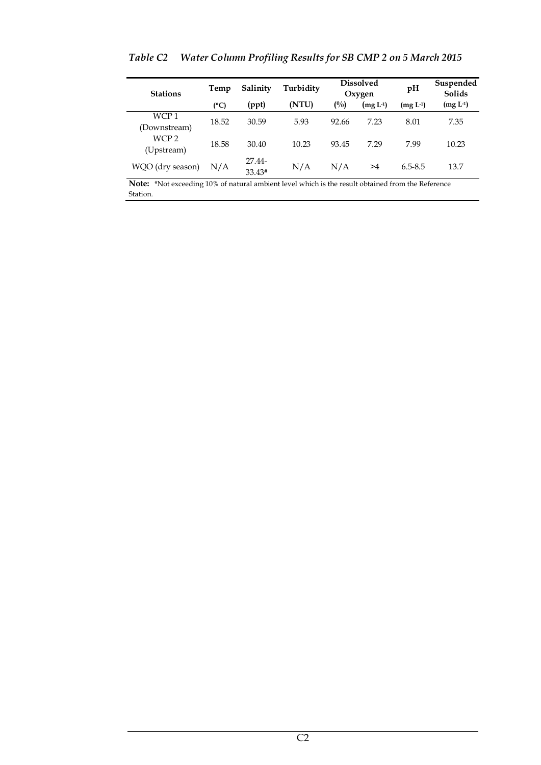*Table C2 Water Column Profiling Results for SB CMP 2 on 5 March 2015*

| Stations | Temp | Salinity | Turbidity | Dissolved Oxygen | | pH | Suspended Solids |
|---|---|---|---|---|---|---|---|
| | (°C) | (ppt) | (NTU) | (%) | ($mg\ L^{-1}$) | ($mg\ L^{-1}$) | ($mg\ L^{-1}$) |
| WCP 1 (Downstream) | 18.52 | 30.59 | 5.93 | 92.66 | 7.23 | 8.01 | 7.35 |
| WCP 2 (Upstream) | 18.58 | 30.40 | 10.23 | 93.45 | 7.29 | 7.99 | 10.23 |
| WQO (dry season) | N/A | 27.44-33.43# | N/A | N/A | >4 | 6.5-8.5 | 13.7 |

**Note:** #Not exceeding 10% of natural ambient level which is the result obtained from the Reference Station.